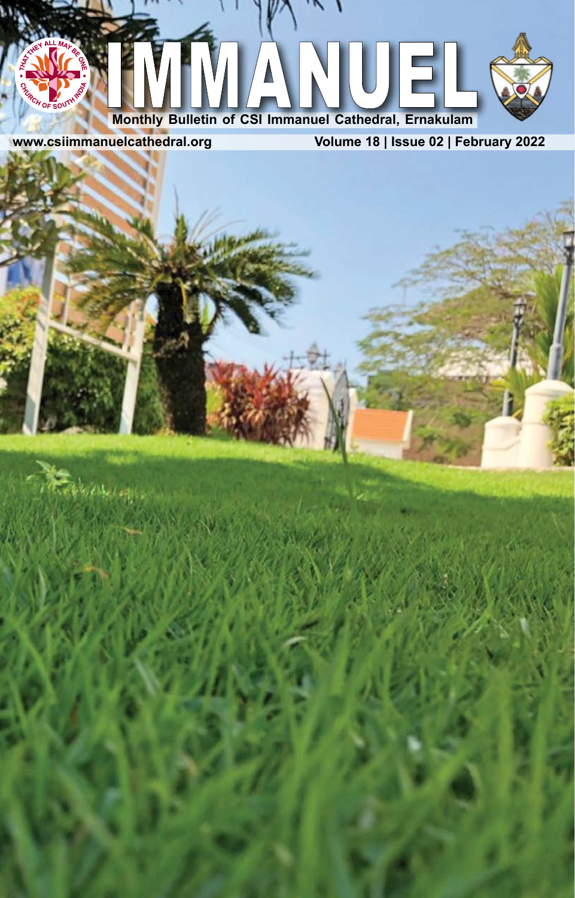# IMMANUEL

**Monthly Bulletin of CSI Immanuel Cathedral, Ernakulam**

www.csiimmanuelcathedral.org

Volume 18 | Issue 02 | February 2022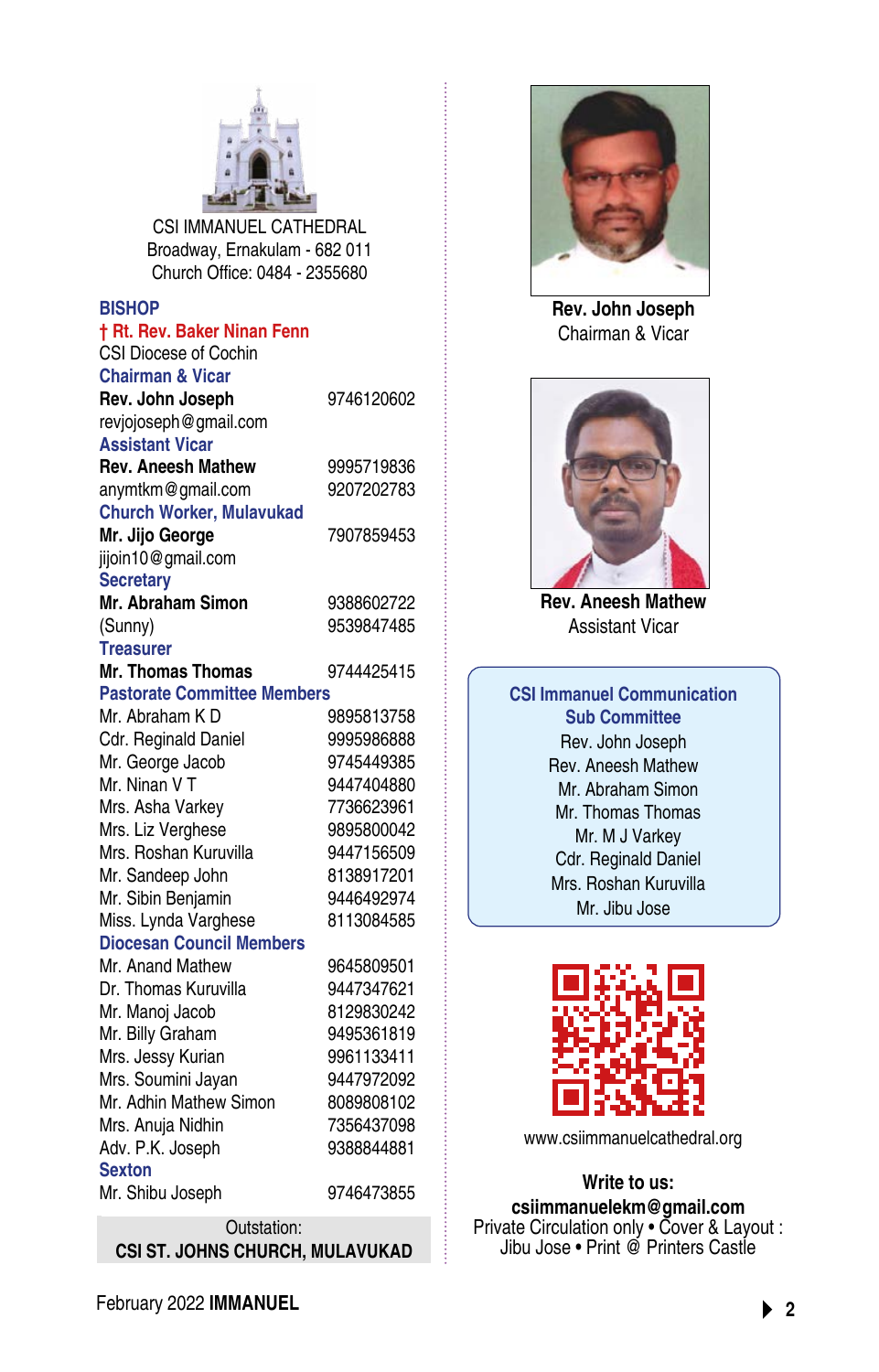CSI IMMANUEL CATHEDRAL
Broadway, Ernakulam - 682 011
Church Office: 0484 - 2355680

**BISHOP**

**† Rt. Rev. Baker Ninan Fenn**
CSI Diocese of Cochin

**Chairman & Vicar**

| | |
|---|---|
| **Rev. John Joseph** | 9746120602 |
| revjojoseph@gmail.com | |

**Assistant Vicar**

| | |
|---|---|
| **Rev. Aneesh Mathew** | 9995719836 |
| anymtkm@gmail.com | 9207202783 |

**Church Worker, Mulavukad**

| | |
|---|---|
| **Mr. Jijo George** | 7907859453 |
| jijoin10@gmail.com | |

**Secretary**

| | |
|---|---|
| **Mr. Abraham Simon** | 9388602722 |
| (Sunny) | 9539847485 |

**Treasurer**

| | |
|---|---|
| **Mr. Thomas Thomas** | 9744425415 |

**Pastorate Committee Members**

| | |
|---|---|
| Mr. Abraham K D | 9895813758 |
| Cdr. Reginald Daniel | 9995986888 |
| Mr. George Jacob | 9745449385 |
| Mr. Ninan V T | 9447404880 |
| Mrs. Asha Varkey | 7736623961 |
| Mrs. Liz Verghese | 9895800042 |
| Mrs. Roshan Kuruvilla | 9447156509 |
| Mr. Sandeep John | 8138917201 |
| Mr. Sibin Benjamin | 9446492974 |
| Miss. Lynda Varghese | 8113084585 |

**Diocesan Council Members**

| | |
|---|---|
| Mr. Anand Mathew | 9645809501 |
| Dr. Thomas Kuruvilla | 9447347621 |
| Mr. Manoj Jacob | 8129830242 |
| Mr. Billy Graham | 9495361819 |
| Mrs. Jessy Kurian | 9961133411 |
| Mrs. Soumini Jayan | 9447972092 |
| Mr. Adhin Mathew Simon | 8089808102 |
| Mrs. Anuja Nidhin | 7356437098 |
| Adv. P.K. Joseph | 9388844881 |

**Sexton**

| | |
|---|---|
| Mr. Shibu Joseph | 9746473855 |

Outstation:
**CSI ST. JOHNS CHURCH, MULAVUKAD**

**Rev. John Joseph**
Chairman & Vicar

**Rev. Aneesh Mathew**
Assistant Vicar

**CSI Immanuel Communication Sub Committee**

Rev. John Joseph
Rev. Aneesh Mathew
Mr. Abraham Simon
Mr. Thomas Thomas
Mr. M J Varkey
Cdr. Reginald Daniel
Mrs. Roshan Kuruvilla
Mr. Jibu Jose

www.csiimmanuelcathedral.org

**Write to us:**
**csiimmanuelekm@gmail.com**
Private Circulation only • Cover & Layout : Jibu Jose • Print @ Printers Castle

February 2022 **IMMANUEL**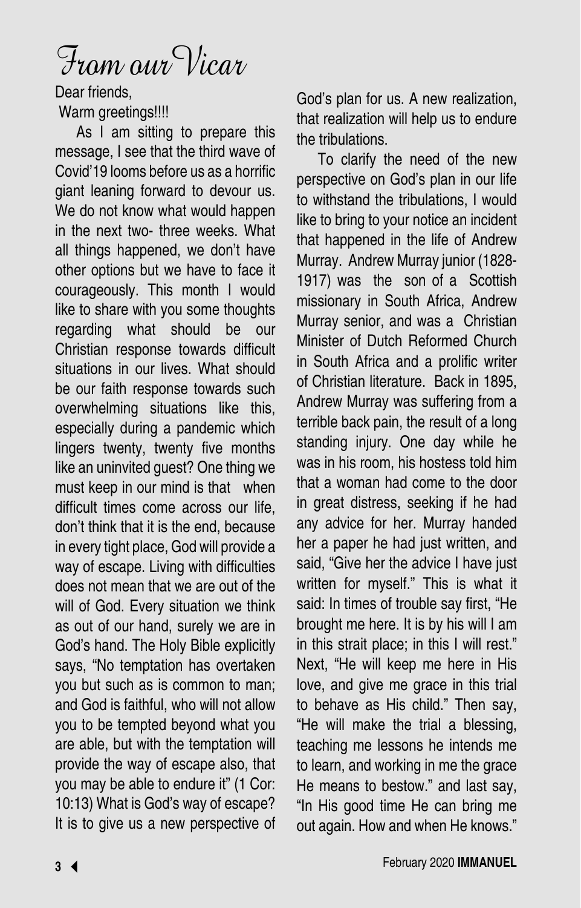# From our Vicar

Dear friends,

Warm greetings!!!!

As I am sitting to prepare this message, I see that the third wave of Covid'19 looms before us as a horrific giant leaning forward to devour us. We do not know what would happen in the next two- three weeks. What all things happened, we don't have other options but we have to face it courageously. This month I would like to share with you some thoughts regarding what should be our Christian response towards difficult situations in our lives. What should be our faith response towards such overwhelming situations like this, especially during a pandemic which lingers twenty, twenty five months like an uninvited guest? One thing we must keep in our mind is that when difficult times come across our life, don't think that it is the end, because in every tight place, God will provide a way of escape. Living with difficulties does not mean that we are out of the will of God. Every situation we think as out of our hand, surely we are in God's hand. The Holy Bible explicitly says, "No temptation has overtaken you but such as is common to man; and God is faithful, who will not allow you to be tempted beyond what you are able, but with the temptation will provide the way of escape also, that you may be able to endure it" (1 Cor: 10:13) What is God's way of escape? It is to give us a new perspective of God's plan for us. A new realization, that realization will help us to endure the tribulations.

To clarify the need of the new perspective on God's plan in our life to withstand the tribulations, I would like to bring to your notice an incident that happened in the life of Andrew Murray. Andrew Murray junior (1828-1917) was the son of a Scottish missionary in South Africa, Andrew Murray senior, and was a Christian Minister of Dutch Reformed Church in South Africa and a prolific writer of Christian literature. Back in 1895, Andrew Murray was suffering from a terrible back pain, the result of a long standing injury. One day while he was in his room, his hostess told him that a woman had come to the door in great distress, seeking if he had any advice for her. Murray handed her a paper he had just written, and said, "Give her the advice I have just written for myself." This is what it said: In times of trouble say first, "He brought me here. It is by his will I am in this strait place; in this I will rest." Next, "He will keep me here in His love, and give me grace in this trial to behave as His child." Then say, "He will make the trial a blessing, teaching me lessons he intends me to learn, and working in me the grace He means to bestow." and last say, "In His good time He can bring me out again. How and when He knows."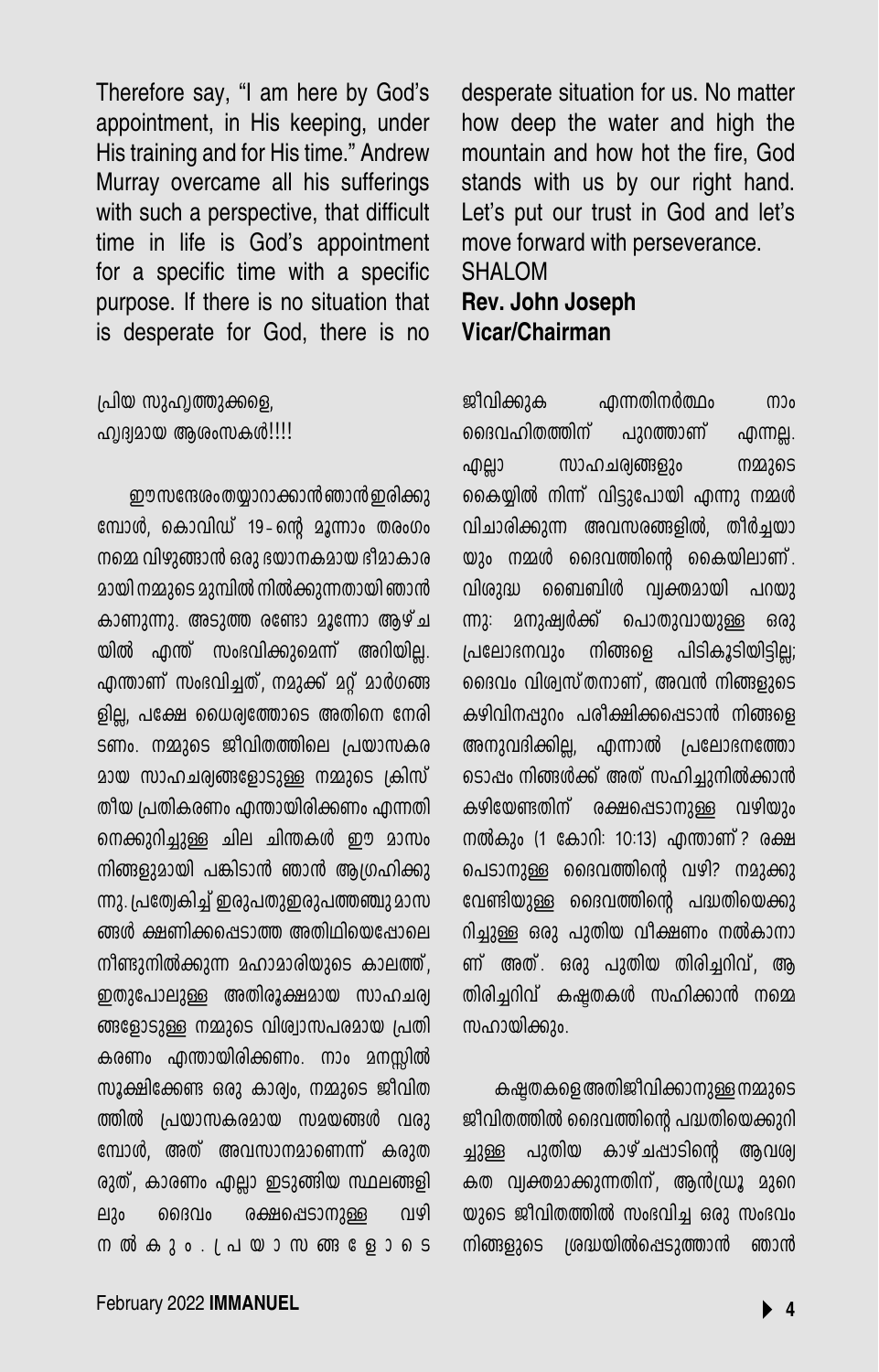Therefore say, "I am here by God's appointment, in His keeping, under His training and for His time." Andrew Murray overcame all his sufferings with such a perspective, that difficult time in life is God's appointment for a specific time with a specific purpose. If there is no situation that is desperate for God, there is no desperate situation for us. No matter how deep the water and high the mountain and how hot the fire, God stands with us by our right hand. Let's put our trust in God and let's move forward with perseverance.

SHALOM

**Rev. John Joseph**
**Vicar/Chairman**

പ്രിയ സുഹൃത്തുക്കളെ,
ഹൃദ്യമായ ആശംസകൾ!!!!

ഈ സന്ദേശം തയ്യാറാക്കാൻ ഞാൻ ഇരിക്കുമ്പോൾ, കൊവിഡ് 19-ന്റെ മൂന്നാം തരംഗം നമ്മെ വിഴുങ്ങാൻ ഒരു ഭയാനകമായ ഭീമാകാരമായി നമ്മുടെ മുമ്പിൽ നിൽക്കുന്നതായി ഞാൻ കാണുന്നു. അടുത്ത രണ്ടോ മൂന്നോ ആഴ്ചയിൽ എന്ത് സംഭവിക്കുമെന്ന് അറിയില്ല. എന്താണ് സംഭവിച്ചത്, നമുക്ക് മറ്റ് മാർഗങ്ങളില്ല, പക്ഷേ ധൈര്യത്തോടെ അതിനെ നേരിടണം. നമ്മുടെ ജീവിതത്തിലെ പ്രയാസകരമായ സാഹചര്യങ്ങളോടുള്ള നമ്മുടെ ക്രിസ്തീയ പ്രതികരണം എന്തായിരിക്കണം എന്നതിനെക്കുറിച്ചുള്ള ചില ചിന്തകൾ ഈ മാസം നിങ്ങളുമായി പങ്കിടാൻ ഞാൻ ആഗ്രഹിക്കുന്നു. പ്രത്യേകിച്ച് ഇരുപതുഇരുപത്തഞ്ചു മാസങ്ങൾ ക്ഷണിക്കപ്പെടാത്ത അതിഥിയെപ്പോലെ നീണ്ടുനിൽക്കുന്ന മഹാമാരിയുടെ കാലത്ത്, ഇതുപോലുള്ള അതിരൂക്ഷമായ സാഹചര്യങ്ങളോടുള്ള നമ്മുടെ വിശ്വാസപരമായ പ്രതികരണം എന്തായിരിക്കണം. നാം മനസ്സിൽ സൂക്ഷിക്കേണ്ട ഒരു കാര്യം, നമ്മുടെ ജീവിതത്തിൽ പ്രയാസകരമായ സമയങ്ങൾ വരുമ്പോൾ, അത് അവസാനമാണെന്ന് കരുതരുത്, കാരണം എല്ലാ ഇടുങ്ങിയ സ്ഥലങ്ങളിലും ദൈവം രക്ഷപ്പെടാനുള്ള വഴി നൽകും. പ്രയാസങ്ങളോടെ ജീവിക്കുക എന്നതിനർത്ഥം നാം ദൈവഹിതത്തിന് പുറത്താണ് എന്നല്ല. എല്ലാ സാഹചര്യങ്ങളും നമ്മുടെ കൈയ്യിൽ നിന്ന് വിട്ടുപോയി എന്നു നമ്മൾ വിചാരിക്കുന്ന അവസരങ്ങളിൽ, തീർച്ചയായും നമ്മൾ ദൈവത്തിന്റെ കൈയിലാണ്. വിശുദ്ധ ബൈബിൾ വ്യക്തമായി പറയുന്നു: മനുഷ്യർക്ക് പൊതുവായുള്ള ഒരു പ്രലോഭനവും നിങ്ങളെ പിടികൂടിയിട്ടില്ല; ദൈവം വിശ്വസ്തനാണ്, അവൻ നിങ്ങളുടെ കഴിവിനപ്പുറം പരീക്ഷിക്കപ്പെടാൻ നിങ്ങളെ അനുവദിക്കില്ല, എന്നാൽ പ്രലോഭനത്തോടൊപ്പം നിങ്ങൾക്ക് അത് സഹിച്ചുനിൽക്കാൻ കഴിയേണ്ടതിന് രക്ഷപ്പെടാനുള്ള വഴിയും നൽകും (1 കോറി: 10:13) എന്താണ്? രക്ഷപ്പെടാനുള്ള ദൈവത്തിന്റെ വഴി? നമുക്കു വേണ്ടിയുള്ള ദൈവത്തിന്റെ പദ്ധതിയെക്കുറിച്ചുള്ള ഒരു പുതിയ വീക്ഷണം നൽകാനാണ് അത്. ഒരു പുതിയ തിരിച്ചറിവ്, ആ തിരിച്ചറിവ് കഷ്ടതകൾ സഹിക്കാൻ നമ്മെ സഹായിക്കും.

കഷ്ടതകളെ അതിജീവിക്കാനുള്ള നമ്മുടെ ജീവിതത്തിൽ ദൈവത്തിന്റെ പദ്ധതിയെക്കുറിച്ചുള്ള പുതിയ കാഴ്ചപ്പാടിന്റെ ആവശ്യകത വ്യക്തമാക്കുന്നതിന്, ആൻഡ്രൂ മുറെയുടെ ജീവിതത്തിൽ സംഭവിച്ച ഒരു സംഭവം നിങ്ങളുടെ ശ്രദ്ധയിൽപ്പെടുത്താൻ ഞാൻ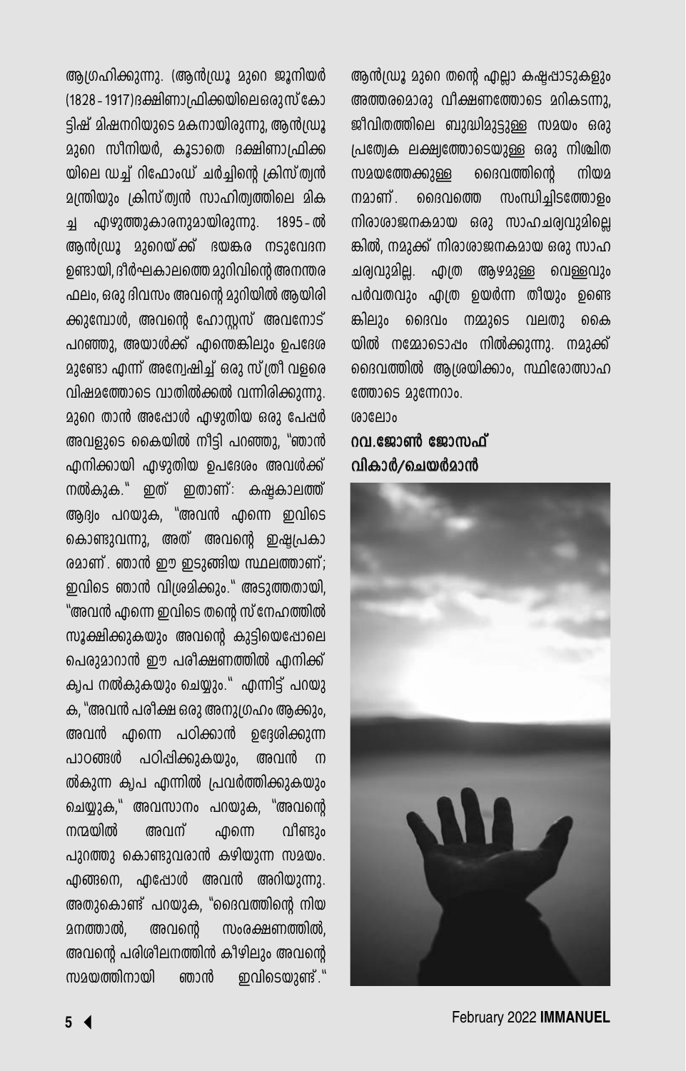ആഗ്രഹിക്കുന്നു. (ആൻഡ്രൂ മുറെ ജൂനിയർ (1828 - 1917)ദക്ഷിണാഫ്രിക്കയിലെഒരുസ്കോട്ടിഷ് മിഷനറിയുടെ മകനായിരുന്നു, ആൻഡ്രൂ മുറെ സീനിയർ, കൂടാതെ ദക്ഷിണാഫ്രിക്കയിലെ ഡച്ച് റിഫോംഡ് ചർച്ചിന്റെ ക്രിസ്ത്യൻ മന്ത്രിയും ക്രിസ്ത്യൻ സാഹിത്യത്തിലെ മികച്ച എഴുത്തുകാരനുമായിരുന്നു. 1895 - ൽ ആൻഡ്രൂ മുറെയ്ക്ക് ഭയങ്കര നടുവേദന ഉണ്ടായി, ദീർഘകാലത്തെ മുറിവിന്റെ അനന്തര ഫലം, ഒരു ദിവസം അവന്റെ മുറിയിൽ ആയിരിക്കുമ്പോൾ, അവന്റെ ഹോസ്റ്റസ് അവനോട് പറഞ്ഞു, അയാൾക്ക് എന്തെങ്കിലും ഉപദേശമുണ്ടോ എന്ന് അന്വേഷിച്ച് ഒരു സ്ത്രീ വളരെ വിഷമത്തോടെ വാതിൽക്കൽ വന്നിരിക്കുന്നു. മുറെ താൻ അപ്പോൾ എഴുതിയ ഒരു പേപ്പർ അവളുടെ കൈയിൽ നീട്ടി പറഞ്ഞു, "ഞാൻ എനിക്കായി എഴുതിയ ഉപദേശം അവൾക്ക് നൽകുക." ഇത് ഇതാണ്: കഷ്ടകാലത്ത് ആദ്യം പറയുക, "അവൻ എന്നെ ഇവിടെ കൊണ്ടുവന്നു, അത് അവന്റെ ഇഷ്ടപ്രകാരമാണ്. ഞാൻ ഈ ഇടുങ്ങിയ സ്ഥലത്താണ്; ഇവിടെ ഞാൻ വിശ്രമിക്കും." അടുത്തതായി, "അവൻ എന്നെ ഇവിടെ തന്റെ സ്നേഹത്തിൽ സൂക്ഷിക്കുകയും അവന്റെ കുട്ടിയെപ്പോലെ പെരുമാറാൻ ഈ പരീക്ഷണത്തിൽ എനിക്ക് കൃപ നൽകുകയും ചെയ്യും." എന്നിട്ട് പറയുക, "അവൻ പരീക്ഷ ഒരു അനുഗ്രഹം ആക്കും, അവൻ എന്നെ പഠിക്കാൻ ഉദ്ദേശിക്കുന്ന പാഠങ്ങൾ പഠിപ്പിക്കുകയും, അവൻ നൽകുന്ന കൃപ എന്നിൽ പ്രവർത്തിക്കുകയും ചെയ്യുക," അവസാനം പറയുക, "അവന്റെ നന്മയിൽ അവന് എന്നെ വീണ്ടും പുറത്തു കൊണ്ടുവരാൻ കഴിയുന്ന സമയം. എങ്ങനെ, എപ്പോൾ അവൻ അറിയുന്നു. അതുകൊണ്ട് പറയുക, "ദൈവത്തിന്റെ നിയമനത്താൽ, അവന്റെ സംരക്ഷണത്തിൽ, അവന്റെ പരിശീലനത്തിൻ കീഴിലും അവന്റെ സമയത്തിനായി ഞാൻ ഇവിടെയുണ്ട്."

ആൻഡ്രൂ മുറെ തന്റെ എല്ലാ കഷ്ടപ്പാടുകളും അത്തരമൊരു വീക്ഷണത്തോടെ മറികടന്നു, ജീവിതത്തിലെ ബുദ്ധിമുട്ടുള്ള സമയം ഒരു പ്രത്യേക ലക്ഷ്യത്തോടെയുള്ള ഒരു നിശ്ചിത സമയത്തേക്കുള്ള ദൈവത്തിന്റെ നിയമനമാണ്. ദൈവത്തെ സംബന്ധിച്ചിടത്തോളം നിരാശാജനകമായ ഒരു സാഹചര്യവുമില്ലെങ്കിൽ, നമുക്ക് നിരാശാജനകമായ ഒരു സാഹചര്യവുമില്ല. എത്ര ആഴമുള്ള വെള്ളവും പർവതവും എത്ര ഉയർന്ന തീയും ഉണ്ടെങ്കിലും ദൈവം നമ്മുടെ വലതു കൈയിൽ നമ്മോടൊപ്പം നിൽക്കുന്നു. നമുക്ക് ദൈവത്തിൽ ആശ്രയിക്കാം, സ്ഥിരോത്സാഹത്തോടെ മുന്നേറാം.

ശാലോം

**റവ.ജോൺ ജോസഫ്**
**വികാർ/ചെയർമാൻ**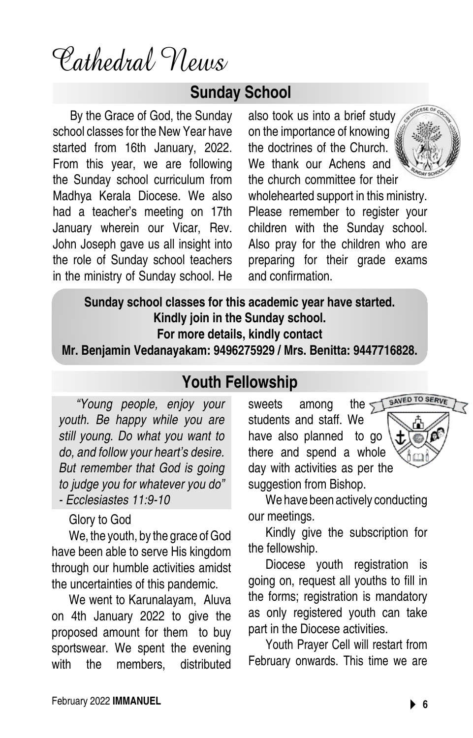# Cathedral News

## Sunday School

By the Grace of God, the Sunday school classes for the New Year have started from 16th January, 2022. From this year, we are following the Sunday school curriculum from Madhya Kerala Diocese. We also had a teacher's meeting on 17th January wherein our Vicar, Rev. John Joseph gave us all insight into the role of Sunday school teachers in the ministry of Sunday school. He also took us into a brief study on the importance of knowing the doctrines of the Church. We thank our Achens and the church committee for their wholehearted support in this ministry. Please remember to register your children with the Sunday school. Also pray for the children who are preparing for their grade exams and confirmation.

**Sunday school classes for this academic year have started.**
**Kindly join in the Sunday school.**
**For more details, kindly contact**
**Mr. Benjamin Vedanayakam: 9496275929 / Mrs. Benitta: 9447716828.**

## Youth Fellowship

*"Young people, enjoy your youth. Be happy while you are still young. Do what you want to do, and follow your heart's desire. But remember that God is going to judge you for whatever you do" - Ecclesiastes 11:9-10*

Glory to God

We, the youth, by the grace of God have been able to serve His kingdom through our humble activities amidst the uncertainties of this pandemic.

We went to Karunalayam, Aluva on 4th January 2022 to give the proposed amount for them to buy sportswear. We spent the evening with the members, distributed sweets among the students and staff. We have also planned to go there and spend a whole day with activities as per the suggestion from Bishop.

We have been actively conducting our meetings.

Kindly give the subscription for the fellowship.

Diocese youth registration is going on, request all youths to fill in the forms; registration is mandatory as only registered youth can take part in the Diocese activities.

Youth Prayer Cell will restart from February onwards. This time we are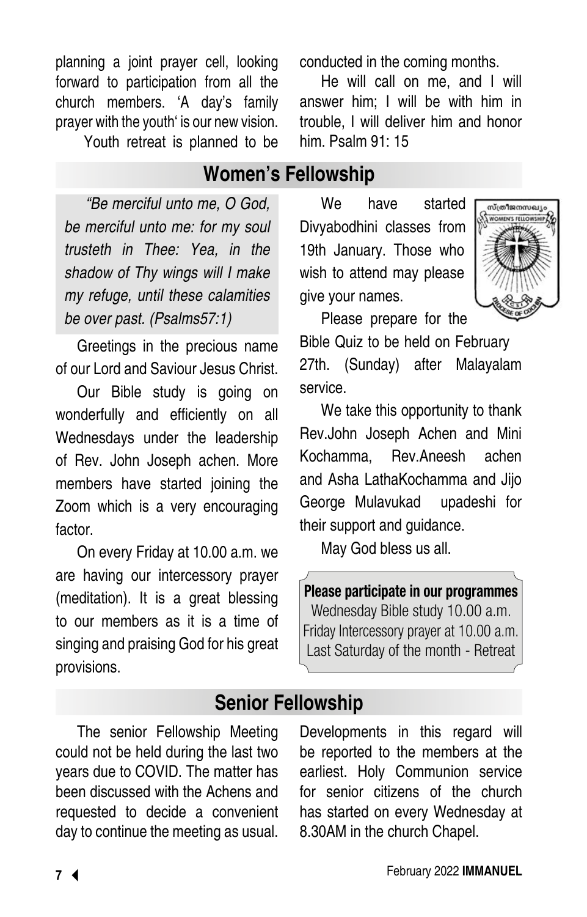planning a joint prayer cell, looking forward to participation from all the church members. 'A day's family prayer with the youth' is our new vision.

Youth retreat is planned to be conducted in the coming months.

He will call on me, and I will answer him; I will be with him in trouble, I will deliver him and honor him. Psalm 91: 15

## Women's Fellowship

*"Be merciful unto me, O God, be merciful unto me: for my soul trusteth in Thee: Yea, in the shadow of Thy wings will I make my refuge, until these calamities be over past. (Psalms57:1)*

Greetings in the precious name of our Lord and Saviour Jesus Christ.

Our Bible study is going on wonderfully and efficiently on all Wednesdays under the leadership of Rev. John Joseph achen. More members have started joining the Zoom which is a very encouraging factor.

On every Friday at 10.00 a.m. we are having our intercessory prayer (meditation). It is a great blessing to our members as it is a time of singing and praising God for his great provisions.

We have started Divyabodhini classes from 19th January. Those who wish to attend may please give your names.

Please prepare for the Bible Quiz to be held on February 27th. (Sunday) after Malayalam service.

We take this opportunity to thank Rev.John Joseph Achen and Mini Kochamma, Rev.Aneesh achen and Asha LathaKochamma and Jijo George Mulavukad upadeshi for their support and guidance.

May God bless us all.

**Please participate in our programmes**
Wednesday Bible study 10.00 a.m.
Friday Intercessory prayer at 10.00 a.m.
Last Saturday of the month - Retreat

## Senior Fellowship

The senior Fellowship Meeting could not be held during the last two years due to COVID. The matter has been discussed with the Achens and requested to decide a convenient day to continue the meeting as usual. Developments in this regard will be reported to the members at the earliest. Holy Communion service for senior citizens of the church has started on every Wednesday at 8.30AM in the church Chapel.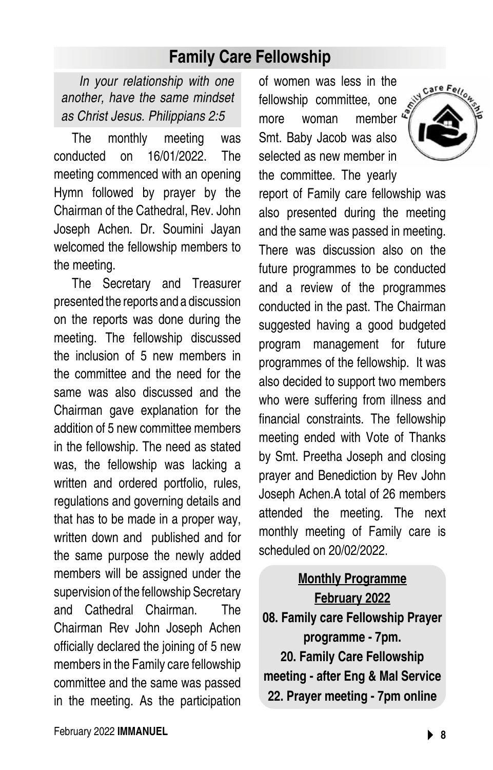## Family Care Fellowship

*In your relationship with one another, have the same mindset as Christ Jesus. Philippians 2:5*

The monthly meeting was conducted on 16/01/2022. The meeting commenced with an opening Hymn followed by prayer by the Chairman of the Cathedral, Rev. John Joseph Achen. Dr. Soumini Jayan welcomed the fellowship members to the meeting.

The Secretary and Treasurer presented the reports and a discussion on the reports was done during the meeting. The fellowship discussed the inclusion of 5 new members in the committee and the need for the same was also discussed and the Chairman gave explanation for the addition of 5 new committee members in the fellowship. The need as stated was, the fellowship was lacking a written and ordered portfolio, rules, regulations and governing details and that has to be made in a proper way, written down and published and for the same purpose the newly added members will be assigned under the supervision of the fellowship Secretary and Cathedral Chairman. The Chairman Rev John Joseph Achen officially declared the joining of 5 new members in the Family care fellowship committee and the same was passed in the meeting. As the participation of women was less in the fellowship committee, one more woman member Smt. Baby Jacob was also selected as new member in the committee. The yearly report of Family care fellowship was also presented during the meeting and the same was passed in meeting. There was discussion also on the future programmes to be conducted and a review of the programmes conducted in the past. The Chairman suggested having a good budgeted program management for future programmes of the fellowship. It was also decided to support two members who were suffering from illness and financial constraints. The fellowship meeting ended with Vote of Thanks by Smt. Preetha Joseph and closing prayer and Benediction by Rev John Joseph Achen.A total of 26 members attended the meeting. The next monthly meeting of Family care is scheduled on 20/02/2022.

**Monthly Programme**

**February 2022**

**08. Family care Fellowship Prayer programme - 7pm.**

**20. Family Care Fellowship meeting - after Eng & Mal Service**

**22. Prayer meeting - 7pm online**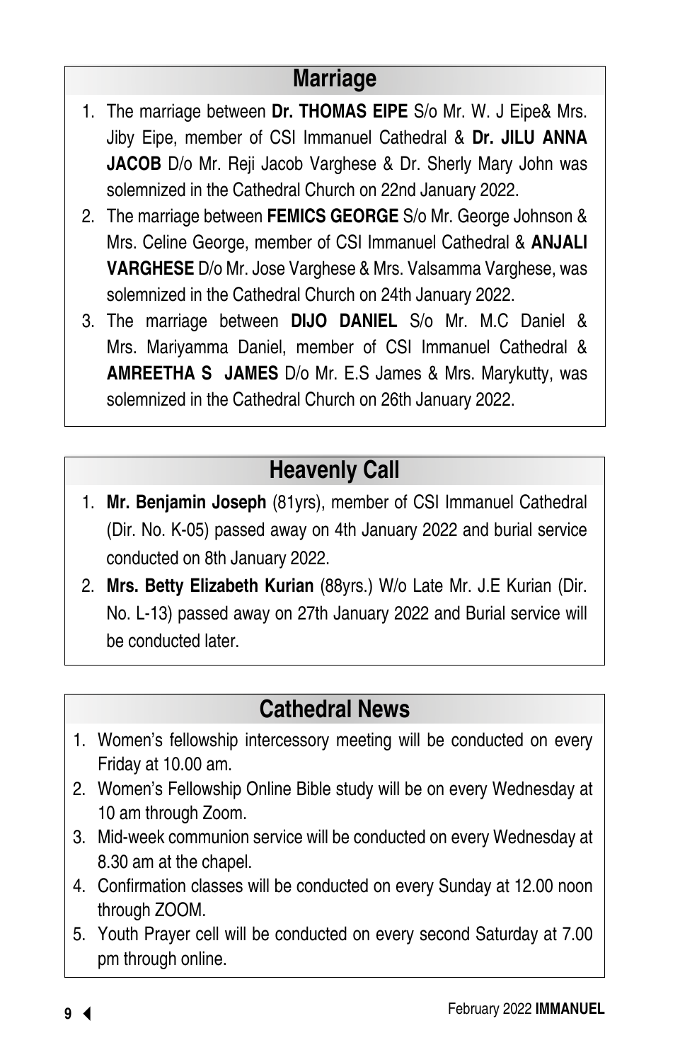## Marriage

1. The marriage between **Dr. THOMAS EIPE** S/o Mr. W. J Eipe& Mrs. Jiby Eipe, member of CSI Immanuel Cathedral & **Dr. JILU ANNA JACOB** D/o Mr. Reji Jacob Varghese & Dr. Sherly Mary John was solemnized in the Cathedral Church on 22nd January 2022.
2. The marriage between **FEMICS GEORGE** S/o Mr. George Johnson & Mrs. Celine George, member of CSI Immanuel Cathedral & **ANJALI VARGHESE** D/o Mr. Jose Varghese & Mrs. Valsamma Varghese, was solemnized in the Cathedral Church on 24th January 2022.
3. The marriage between **DIJO DANIEL** S/o Mr. M.C Daniel & Mrs. Mariyamma Daniel, member of CSI Immanuel Cathedral & **AMREETHA S JAMES** D/o Mr. E.S James & Mrs. Marykutty, was solemnized in the Cathedral Church on 26th January 2022.

## Heavenly Call

1. **Mr. Benjamin Joseph** (81yrs), member of CSI Immanuel Cathedral (Dir. No. K-05) passed away on 4th January 2022 and burial service conducted on 8th January 2022.
2. **Mrs. Betty Elizabeth Kurian** (88yrs.) W/o Late Mr. J.E Kurian (Dir. No. L-13) passed away on 27th January 2022 and Burial service will be conducted later.

## Cathedral News

1. Women's fellowship intercessory meeting will be conducted on every Friday at 10.00 am.
2. Women's Fellowship Online Bible study will be on every Wednesday at 10 am through Zoom.
3. Mid-week communion service will be conducted on every Wednesday at 8.30 am at the chapel.
4. Confirmation classes will be conducted on every Sunday at 12.00 noon through ZOOM.
5. Youth Prayer cell will be conducted on every second Saturday at 7.00 pm through online.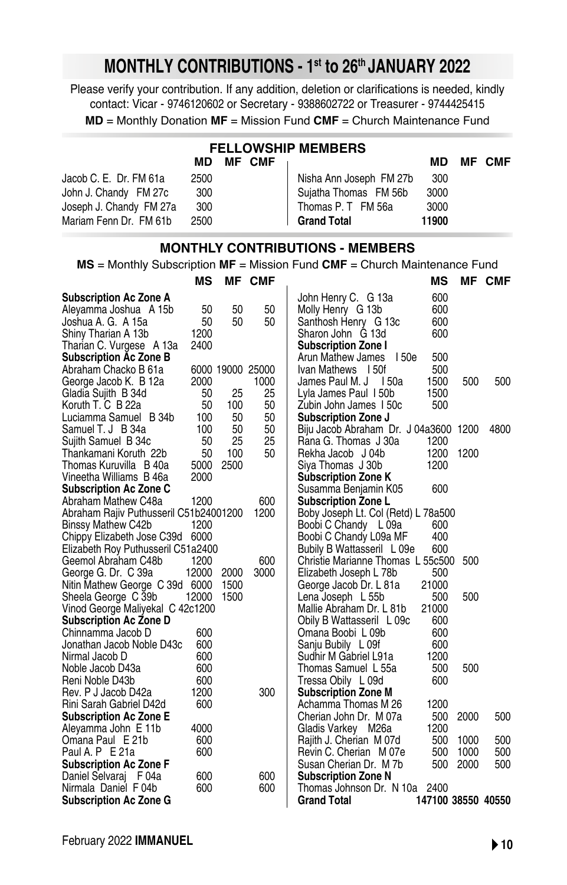# MONTHLY CONTRIBUTIONS - 1st to 26th JANUARY 2022

Please verify your contribution. If any addition, deletion or clarifications is needed, kindly contact: Vicar - 9746120602 or Secretary - 9388602722 or Treasurer - 9744425415

**MD** = Monthly Donation **MF** = Mission Fund **CMF** = Church Maintenance Fund

## FELLOWSHIP MEMBERS

| | MD | MF | CMF |
|---|---|---|---|
| Jacob C. E. Dr. FM 61a | 2500 | | |
| John J. Chandy FM 27c | 300 | | |
| Joseph J. Chandy FM 27a | 300 | | |
| Mariam Fenn Dr. FM 61b | 2500 | | |
| Nisha Ann Joseph FM 27b | 300 | | |
| Sujatha Thomas FM 56b | 3000 | | |
| Thomas P. T FM 56a | 3000 | | |
| **Grand Total** | **11900** | | |

## MONTHLY CONTRIBUTIONS - MEMBERS

**MS** = Monthly Subscription **MF** = Mission Fund **CMF** = Church Maintenance Fund

| | MS | MF | CMF |
|---|---|---|---|
| **Subscription Ac Zone A** | | | |
| Aleyamma Joshua A 15b | 50 | 50 | 50 |
| Joshua A. G. A 15a | 50 | 50 | 50 |
| Shiny Tharian A 13b | 1200 | | |
| Tharian C. Vurgese A 13a | 2400 | | |
| **Subscription Ac Zone B** | | | |
| Abraham Chacko B 61a | 6000 | 19000 | 25000 |
| George Jacob K. B 12a | 2000 | | 1000 |
| Gladia Sujith B 34d | 50 | 25 | 25 |
| Koruth T. C B 22a | 50 | 100 | 50 |
| Luciamma Samuel B 34b | 100 | 50 | 50 |
| Samuel T. J B 34a | 100 | 50 | 50 |
| Sujith Samuel B 34c | 50 | 25 | 25 |
| Thankamani Koruth 22b | 50 | 100 | 50 |
| Thomas Kuruvilla B 40a | 5000 | 2500 | |
| Vineetha Williams B 46a | 2000 | | |
| **Subscription Ac Zone C** | | | |
| Abraham Mathew C48a | 1200 | | 600 |
| Abraham Rajiv Puthusseril C51b2400 | 1200 | | 1200 |
| Binssy Mathew C42b | 1200 | | |
| Chippy Elizabeth Jose C39d | 6000 | | |
| Elizabeth Roy Puthusseril C51a2400 | | | |
| Geemol Abraham C48b | 1200 | | 600 |
| George G. Dr. C 39a | 12000 | 2000 | 3000 |
| Nitin Mathew George C 39d | 6000 | 1500 | |
| Sheela George C 39b | 12000 | 1500 | |
| Vinod George Maliyekal C 42c1200 | | | |
| **Subscription Ac Zone D** | | | |
| Chinnamma Jacob D | 600 | | |
| Jonathan Jacob Noble D43c | 600 | | |
| Nirmal Jacob D | 600 | | |
| Noble Jacob D43a | 600 | | |
| Reni Noble D43b | 600 | | |
| Rev. P J Jacob D42a | 1200 | | 300 |
| Rini Sarah Gabriel D42d | 600 | | |
| **Subscription Ac Zone E** | | | |
| Aleyamma John E 11b | 4000 | | |
| Omana Paul E 21b | 600 | | |
| Paul A. P E 21a | 600 | | |
| **Subscription Ac Zone F** | | | |
| Daniel Selvaraj F 04a | 600 | | 600 |
| Nirmala Daniel F 04b | 600 | | 600 |
| **Subscription Ac Zone G** | | | |
| John Henry C. G 13a | 600 | | |
| Molly Henry G 13b | 600 | | |
| Santhosh Henry G 13c | 600 | | |
| Sharon John G 13d | 600 | | |
| **Subscription Zone I** | | | |
| Arun Mathew James I 50e | 500 | | |
| Ivan Mathews I 50f | 500 | | |
| James Paul M. J I 50a | 1500 | 500 | 500 |
| Lyla James Paul I 50b | 1500 | | |
| Zubin John James I 50c | 500 | | |
| **Subscription Zone J** | | | |
| Biju Jacob Abraham Dr. J 04a3600 | 1200 | | 4800 |
| Rana G. Thomas J 30a | 1200 | | |
| Rekha Jacob J 04b | 1200 | 1200 | |
| Siya Thomas J 30b | 1200 | | |
| **Subscription Zone K** | | | |
| Susamma Benjamin K05 | 600 | | |
| **Subscription Zone L** | | | |
| Boby Joseph Lt. Col (Retd) L 78a500 | | | |
| Boobi C Chandy L 09a | 600 | | |
| Boobi C Chandy L09a MF | 400 | | |
| Bubily B Wattasseril L 09e | 600 | | |
| Christie Marianne Thomas L 55c500 | 500 | | |
| Elizabeth Joseph L 78b | 500 | | |
| George Jacob Dr. L 81a | 21000 | | |
| Lena Joseph L 55b | 500 | 500 | |
| Mallie Abraham Dr. L 81b | 21000 | | |
| Obily B Wattasseril L 09c | 600 | | |
| Omana Boobi L 09b | 600 | | |
| Sanju Bubily L 09f | 600 | | |
| Sudhir M Gabriel L91a | 1200 | | |
| Thomas Samuel L 55a | 500 | 500 | |
| Tressa Obily L 09d | 600 | | |
| **Subscription Zone M** | | | |
| Achamma Thomas M 26 | 1200 | | |
| Cherian John Dr. M 07a | 500 | 2000 | 500 |
| Gladis Varkey M26a | 1200 | | |
| Rajith J. Cherian M 07d | 500 | 1000 | 500 |
| Revin C. Cherian M 07e | 500 | 1000 | 500 |
| Susan Cherian Dr. M 7b | 500 | 2000 | 500 |
| **Subscription Zone N** | | | |
| Thomas Johnson Dr. N 10a | 2400 | | |
| **Grand Total** | **147100** | **38550** | **40550** |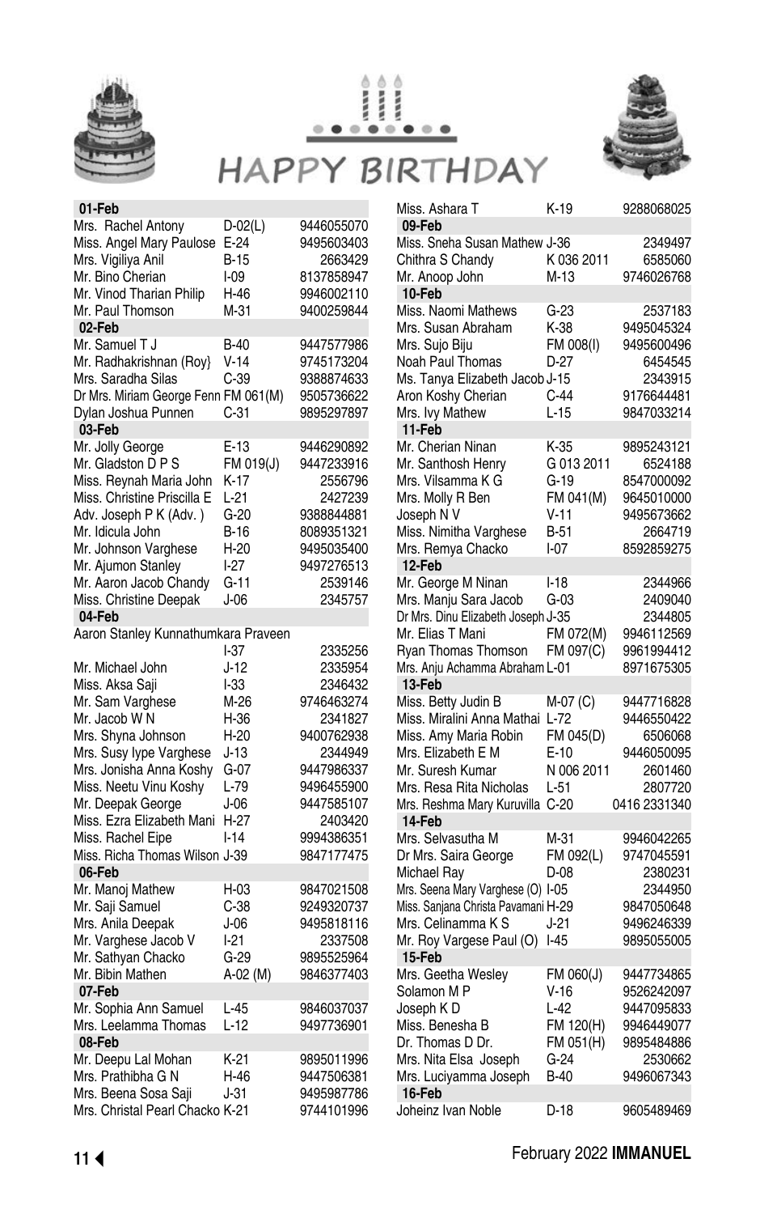# HAPPY BIRTHDAY

| Name | Address | Phone |
|---|---|---|
| **01-Feb** | | |
| Mrs. Rachel Antony | D-02(L) | 9446055070 |
| Miss. Angel Mary Paulose | E-24 | 9495603403 |
| Mrs. Vigiliya Anil | B-15 | 2663429 |
| Mr. Bino Cherian | I-09 | 8137858947 |
| Mr. Vinod Tharian Philip | H-46 | 9946002110 |
| Mr. Paul Thomson | M-31 | 9400259844 |
| **02-Feb** | | |
| Mr. Samuel T J | B-40 | 9447577986 |
| Mr. Radhakrishnan (Roy} | V-14 | 9745173204 |
| Mrs. Saradha Silas | C-39 | 9388874633 |
| Dr Mrs. Miriam George Fenn | FM 061(M) | 9505736622 |
| Dylan Joshua Punnen | C-31 | 9895297897 |
| **03-Feb** | | |
| Mr. Jolly George | E-13 | 9446290892 |
| Mr. Gladston D P S | FM 019(J) | 9447233916 |
| Miss. Reynah Maria John | K-17 | 2556796 |
| Miss. Christine Priscilla E | L-21 | 2427239 |
| Adv. Joseph P K (Adv. ) | G-20 | 9388844881 |
| Mr. Idicula John | B-16 | 8089351321 |
| Mr. Johnson Varghese | H-20 | 9495035400 |
| Mr. Ajumon Stanley | I-27 | 9497276513 |
| Mr. Aaron Jacob Chandy | G-11 | 2539146 |
| Miss. Christine Deepak | J-06 | 2345757 |
| **04-Feb** | | |
| Aaron Stanley Kunnathumkara Praveen | I-37 | 2335256 |
| Mr. Michael John | J-12 | 2335954 |
| Miss. Aksa Saji | I-33 | 2346432 |
| Mr. Sam Varghese | M-26 | 9746463274 |
| Mr. Jacob W N | H-36 | 2341827 |
| Mrs. Shyna Johnson | H-20 | 9400762938 |
| Mrs. Susy Iype Varghese | J-13 | 2344949 |
| Mrs. Jonisha Anna Koshy | G-07 | 9447986337 |
| Miss. Neetu Vinu Koshy | L-79 | 9496455900 |
| Mr. Deepak George | J-06 | 9447585107 |
| Miss. Ezra Elizabeth Mani | H-27 | 2403420 |
| Miss. Rachel Eipe | I-14 | 9994386351 |
| Miss. Richa Thomas Wilson | J-39 | 9847177475 |
| **06-Feb** | | |
| Mr. Manoj Mathew | H-03 | 9847021508 |
| Mr. Saji Samuel | C-38 | 9249320737 |
| Mrs. Anila Deepak | J-06 | 9495818116 |
| Mr. Varghese Jacob V | I-21 | 2337508 |
| Mr. Sathyan Chacko | G-29 | 9895525964 |
| Mr. Bibin Mathen | A-02 (M) | 9846377403 |
| **07-Feb** | | |
| Mr. Sophia Ann Samuel | L-45 | 9846037037 |
| Mrs. Leelamma Thomas | L-12 | 9497736901 |
| **08-Feb** | | |
| Mr. Deepu Lal Mohan | K-21 | 9895011996 |
| Mrs. Prathibha G N | H-46 | 9447506381 |
| Mrs. Beena Sosa Saji | J-31 | 9495987786 |
| Mrs. Christal Pearl Chacko | K-21 | 9744101996 |
| Miss. Ashara T | K-19 | 9288068025 |
| **09-Feb** | | |
| Miss. Sneha Susan Mathew | J-36 | 2349497 |
| Chithra S Chandy | K 036 2011 | 6585060 |
| Mr. Anoop John | M-13 | 9746026768 |
| **10-Feb** | | |
| Miss. Naomi Mathews | G-23 | 2537183 |
| Mrs. Susan Abraham | K-38 | 9495045324 |
| Mrs. Sujo Biju | FM 008(I) | 9495600496 |
| Noah Paul Thomas | D-27 | 6454545 |
| Ms. Tanya Elizabeth Jacob | J-15 | 2343915 |
| Aron Koshy Cherian | C-44 | 9176644481 |
| Mrs. Ivy Mathew | L-15 | 9847033214 |
| **11-Feb** | | |
| Mr. Cherian Ninan | K-35 | 9895243121 |
| Mr. Santhosh Henry | G 013 2011 | 6524188 |
| Mrs. Vilsamma K G | G-19 | 8547000092 |
| Mrs. Molly R Ben | FM 041(M) | 9645010000 |
| Joseph N V | V-11 | 9495673662 |
| Miss. Nimitha Varghese | B-51 | 2664719 |
| Mrs. Remya Chacko | I-07 | 8592859275 |
| **12-Feb** | | |
| Mr. George M Ninan | I-18 | 2344966 |
| Mrs. Manju Sara Jacob | G-03 | 2409040 |
| Dr Mrs. Dinu Elizabeth Joseph | J-35 | 2344805 |
| Mr. Elias T Mani | FM 072(M) | 9946112569 |
| Ryan Thomas Thomson | FM 097(C) | 9961994412 |
| Mrs. Anju Achamma Abraham | L-01 | 8971675305 |
| **13-Feb** | | |
| Miss. Betty Judin B | M-07 (C) | 9447716828 |
| Miss. Miralini Anna Mathai | L-72 | 9446550422 |
| Miss. Amy Maria Robin | FM 045(D) | 6506068 |
| Mrs. Elizabeth E M | E-10 | 9446050095 |
| Mr. Suresh Kumar | N 006 2011 | 2601460 |
| Mrs. Resa Rita Nicholas | L-51 | 2807720 |
| Mrs. Reshma Mary Kuruvilla | C-20 | 0416 2331340 |
| **14-Feb** | | |
| Mrs. Selvasutha M | M-31 | 9946042265 |
| Dr Mrs. Saira George | FM 092(L) | 9747045591 |
| Michael Ray | D-08 | 2380231 |
| Mrs. Seena Mary Varghese (O) | I-05 | 2344950 |
| Miss. Sanjana Christa Pavamani | H-29 | 9847050648 |
| Mrs. Celinamma K S | J-21 | 9496246339 |
| Mr. Roy Vargese Paul (O) | I-45 | 9895055005 |
| **15-Feb** | | |
| Mrs. Geetha Wesley | FM 060(J) | 9447734865 |
| Solamon M P | V-16 | 9526242097 |
| Joseph K D | L-42 | 9447095833 |
| Miss. Benesha B | FM 120(H) | 9946449077 |
| Dr. Thomas D Dr. | FM 051(H) | 9895484886 |
| Mrs. Nita Elsa Joseph | G-24 | 2530662 |
| Mrs. Luciyamma Joseph | B-40 | 9496067343 |
| **16-Feb** | | |
| Joheinz Ivan Noble | D-18 | 9605489469 |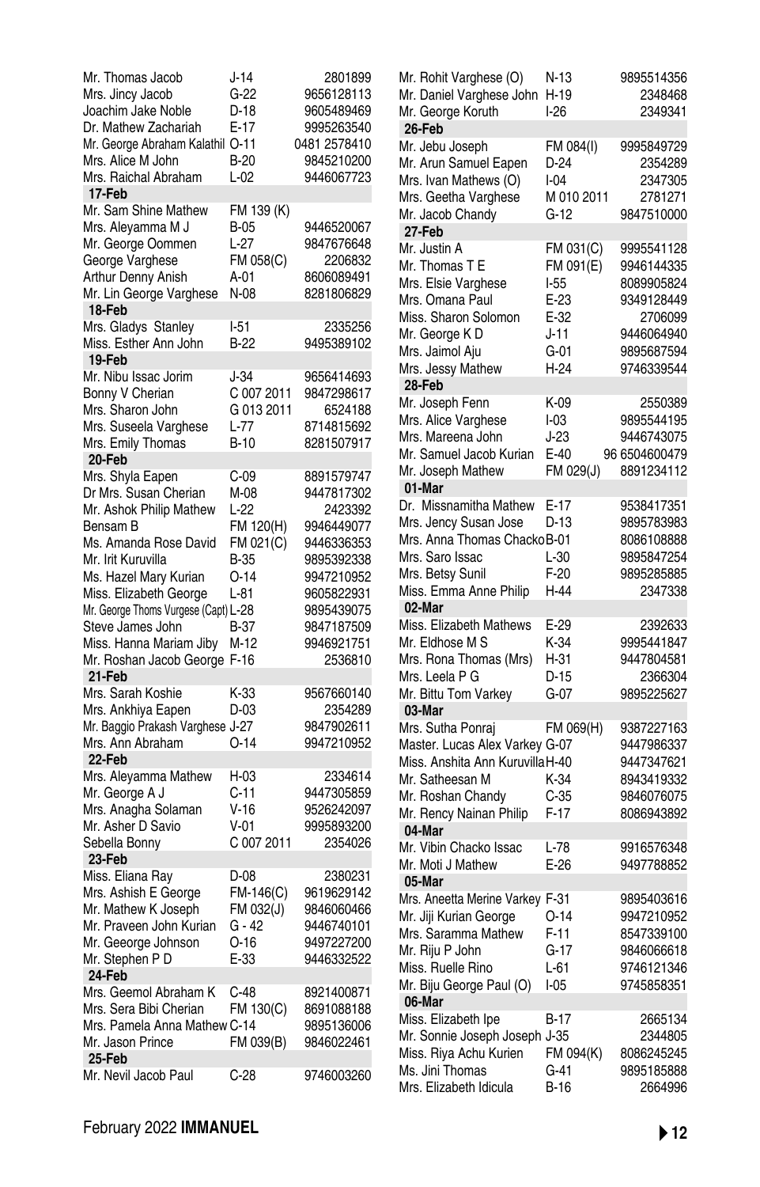| Name | Address | Phone |
|---|---|---|
| Mr. Thomas Jacob | J-14 | 2801899 |
| Mrs. Jincy Jacob | G-22 | 9656128113 |
| Joachim Jake Noble | D-18 | 9605489469 |
| Dr. Mathew Zachariah | E-17 | 9995263540 |
| Mr. George Abraham Kalathil | O-11 | 0481 2578410 |
| Mrs. Alice M John | B-20 | 9845210200 |
| Mrs. Raichal Abraham | L-02 | 9446067723 |
| **17-Feb** | | |
| Mr. Sam Shine Mathew | FM 139 (K) | |
| Mrs. Aleyamma M J | B-05 | 9446520067 |
| Mr. George Oommen | L-27 | 9847676648 |
| George Varghese | FM 058(C) | 2206832 |
| Arthur Denny Anish | A-01 | 8606089491 |
| Mr. Lin George Varghese | N-08 | 8281806829 |
| **18-Feb** | | |
| Mrs. Gladys Stanley | I-51 | 2335256 |
| Miss. Esther Ann John | B-22 | 9495389102 |
| **19-Feb** | | |
| Mr. Nibu Issac Jorim | J-34 | 9656414693 |
| Bonny V Cherian | C 007 2011 | 9847298617 |
| Mrs. Sharon John | G 013 2011 | 6524188 |
| Mrs. Suseela Varghese | L-77 | 8714815692 |
| Mrs. Emily Thomas | B-10 | 8281507917 |
| **20-Feb** | | |
| Mrs. Shyla Eapen | C-09 | 8891579747 |
| Dr Mrs. Susan Cherian | M-08 | 9447817302 |
| Mr. Ashok Philip Mathew | L-22 | 2423392 |
| Bensam B | FM 120(H) | 9946449077 |
| Ms. Amanda Rose David | FM 021(C) | 9446336353 |
| Mr. Irit Kuruvilla | B-35 | 9895392338 |
| Ms. Hazel Mary Kurian | O-14 | 9947210952 |
| Miss. Elizabeth George | L-81 | 9605822931 |
| Mr. George Thoms Vurgese (Capt) | L-28 | 9895439075 |
| Steve James John | B-37 | 9847187509 |
| Miss. Hanna Mariam Jiby | M-12 | 9946921751 |
| Mr. Roshan Jacob George | F-16 | 2536810 |
| **21-Feb** | | |
| Mrs. Sarah Koshie | K-33 | 9567660140 |
| Mrs. Ankhiya Eapen | D-03 | 2354289 |
| Mr. Baggio Prakash Varghese | J-27 | 9847902611 |
| Mrs. Ann Abraham | O-14 | 9947210952 |
| **22-Feb** | | |
| Mrs. Aleyamma Mathew | H-03 | 2334614 |
| Mr. George A J | C-11 | 9447305859 |
| Mrs. Anagha Solaman | V-16 | 9526242097 |
| Mr. Asher D Savio | V-01 | 9995893200 |
| Sebella Bonny | C 007 2011 | 2354026 |
| **23-Feb** | | |
| Miss. Eliana Ray | D-08 | 2380231 |
| Mrs. Ashish E George | FM-146(C) | 9619629142 |
| Mr. Mathew K Joseph | FM 032(J) | 9846060466 |
| Mr. Praveen John Kurian | G - 42 | 9446740101 |
| Mr. Geeorge Johnson | O-16 | 9497227200 |
| Mr. Stephen P D | E-33 | 9446332522 |
| **24-Feb** | | |
| Mrs. Geemol Abraham K | C-48 | 8921400871 |
| Mrs. Sera Bibi Cherian | FM 130(C) | 8691088188 |
| Mrs. Pamela Anna Mathew | C-14 | 9895136006 |
| Mr. Jason Prince | FM 039(B) | 9846022461 |
| **25-Feb** | | |
| Mr. Nevil Jacob Paul | C-28 | 9746003260 |
| Mr. Rohit Varghese (O) | N-13 | 9895514356 |
| Mr. Daniel Varghese John | H-19 | 2348468 |
| Mr. George Koruth | I-26 | 2349341 |
| **26-Feb** | | |
| Mr. Jebu Joseph | FM 084(I) | 9995849729 |
| Mr. Arun Samuel Eapen | D-24 | 2354289 |
| Mrs. Ivan Mathews (O) | I-04 | 2347305 |
| Mrs. Geetha Varghese | M 010 2011 | 2781271 |
| Mr. Jacob Chandy | G-12 | 9847510000 |
| **27-Feb** | | |
| Mr. Justin A | FM 031(C) | 9995541128 |
| Mr. Thomas T E | FM 091(E) | 9946144335 |
| Mrs. Elsie Varghese | I-55 | 8089905824 |
| Mrs. Omana Paul | E-23 | 9349128449 |
| Miss. Sharon Solomon | E-32 | 2706099 |
| Mr. George K D | J-11 | 9446064940 |
| Mrs. Jaimol Aju | G-01 | 9895687594 |
| Mrs. Jessy Mathew | H-24 | 9746339544 |
| **28-Feb** | | |
| Mr. Joseph Fenn | K-09 | 2550389 |
| Mrs. Alice Varghese | I-03 | 9895544195 |
| Mrs. Mareena John | J-23 | 9446743075 |
| Mr. Samuel Jacob Kurian | E-40 | 96 6504600479 |
| Mr. Joseph Mathew | FM 029(J) | 8891234112 |
| **01-Mar** | | |
| Dr. Missnamitha Mathew | E-17 | 9538417351 |
| Mrs. Jency Susan Jose | D-13 | 9895783983 |
| Mrs. Anna Thomas Chacko | B-01 | 8086108888 |
| Mrs. Saro Issac | L-30 | 9895847254 |
| Mrs. Betsy Sunil | F-20 | 9895285885 |
| Miss. Emma Anne Philip | H-44 | 2347338 |
| **02-Mar** | | |
| Miss. Elizabeth Mathews | E-29 | 2392633 |
| Mr. Eldhose M S | K-34 | 9995441847 |
| Mrs. Rona Thomas (Mrs) | H-31 | 9447804581 |
| Mrs. Leela P G | D-15 | 2366304 |
| Mr. Bittu Tom Varkey | G-07 | 9895225627 |
| **03-Mar** | | |
| Mrs. Sutha Ponraj | FM 069(H) | 9387227163 |
| Master. Lucas Alex Varkey | G-07 | 9447986337 |
| Miss. Anshita Ann Kuruvilla | H-40 | 9447347621 |
| Mr. Satheesan M | K-34 | 8943419332 |
| Mr. Roshan Chandy | C-35 | 9846076075 |
| Mr. Rency Nainan Philip | F-17 | 8086943892 |
| **04-Mar** | | |
| Mr. Vibin Chacko Issac | L-78 | 9916576348 |
| Mr. Moti J Mathew | E-26 | 9497788852 |
| **05-Mar** | | |
| Mrs. Aneetta Merine Varkey | F-31 | 9895403616 |
| Mr. Jiji Kurian George | O-14 | 9947210952 |
| Mrs. Saramma Mathew | F-11 | 8547339100 |
| Mr. Riju P John | G-17 | 9846066618 |
| Miss. Ruelle Rino | L-61 | 9746121346 |
| Mr. Biju George Paul (O) | I-05 | 9745858351 |
| **06-Mar** | | |
| Miss. Elizabeth Ipe | B-17 | 2665134 |
| Mr. Sonnie Joseph Joseph | J-35 | 2344805 |
| Miss. Riya Achu Kurien | FM 094(K) | 8086245245 |
| Ms. Jini Thomas | G-41 | 9895185888 |
| Mrs. Elizabeth Idicula | B-16 | 2664996 |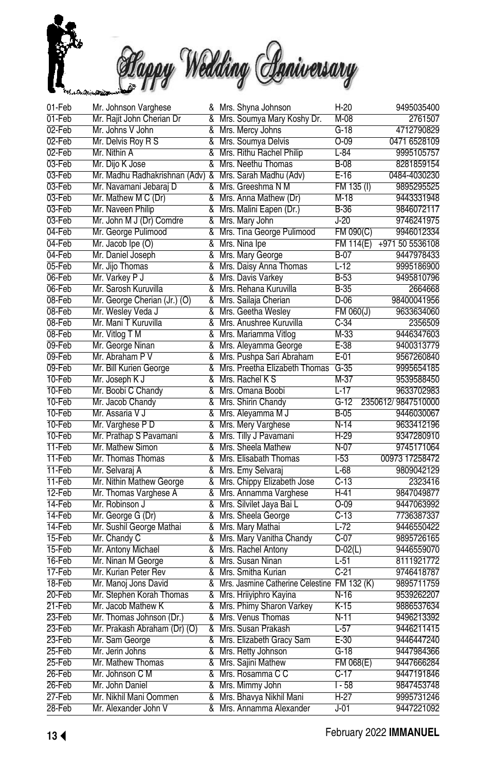# Happy Wedding Anniversary

| Date | Husband | & | Wife | House No. | Phone |
|---|---|---|---|---|---|
| 01-Feb | Mr. Johnson Varghese | & | Mrs. Shyna Johnson | H-20 | 9495035400 |
| 01-Feb | Mr. Rajit John Cherian Dr | & | Mrs. Soumya Mary Koshy Dr. | M-08 | 2761507 |
| 02-Feb | Mr. Johns V John | & | Mrs. Mercy Johns | G-18 | 4712790829 |
| 02-Feb | Mr. Delvis Roy R S | & | Mrs. Soumya Delvis | O-09 | 0471 6528109 |
| 02-Feb | Mr. Nithin A | & | Mrs. Rithu Rachel Philip | L-84 | 9995105757 |
| 03-Feb | Mr. Dijo K Jose | & | Mrs. Neethu Thomas | B-08 | 8281859154 |
| 03-Feb | Mr. Madhu Radhakrishnan (Adv) | & | Mrs. Sarah Madhu (Adv) | E-16 | 0484-4030230 |
| 03-Feb | Mr. Navamani Jebaraj D | & | Mrs. Greeshma N M | FM 135 (I) | 9895295525 |
| 03-Feb | Mr. Mathew M C (Dr) | & | Mrs. Anna Mathew (Dr) | M-18 | 9443331948 |
| 03-Feb | Mr. Naveen Philip | & | Mrs. Malini Eapen (Dr.) | B-36 | 9846072117 |
| 03-Feb | Mr. John M J (Dr) Comdre | & | Mrs. Mary John | J-20 | 9746241975 |
| 04-Feb | Mr. George Pulimood | & | Mrs. Tina George Pulimood | FM 090(C) | 9946012334 |
| 04-Feb | Mr. Jacob Ipe (O) | & | Mrs. Nina Ipe | FM 114(E) | +971 50 5536108 |
| 04-Feb | Mr. Daniel Joseph | & | Mrs. Mary George | B-07 | 9447978433 |
| 05-Feb | Mr. Jijo Thomas | & | Mrs. Daisy Anna Thomas | L-12 | 9995186900 |
| 06-Feb | Mr. Varkey P J | & | Mrs. Davis Varkey | B-53 | 9495810796 |
| 06-Feb | Mr. Sarosh Kuruvilla | & | Mrs. Rehana Kuruvilla | B-35 | 2664668 |
| 08-Feb | Mr. George Cherian (Jr.) (O) | & | Mrs. Sailaja Cherian | D-06 | 98400041956 |
| 08-Feb | Mr. Wesley Veda J | & | Mrs. Geetha Wesley | FM 060(J) | 9633634060 |
| 08-Feb | Mr. Mani T Kuruvilla | & | Mrs. Anushree Kuruvilla | C-34 | 2356509 |
| 08-Feb | Mr. Vitlog T M | & | Mrs. Mariamma Vitlog | M-33 | 9446347603 |
| 09-Feb | Mr. George Ninan | & | Mrs. Aleyamma George | E-38 | 9400313779 |
| 09-Feb | Mr. Abraham P V | & | Mrs. Pushpa Sari Abraham | E-01 | 9567260840 |
| 09-Feb | Mr. Bill Kurien George | & | Mrs. Preetha Elizabeth Thomas | G-35 | 9995654185 |
| 10-Feb | Mr. Joseph K J | & | Mrs. Rachel K S | M-37 | 9539588450 |
| 10-Feb | Mr. Boobi C Chandy | & | Mrs. Omana Boobi | L-17 | 9633702983 |
| 10-Feb | Mr. Jacob Chandy | & | Mrs. Shirin Chandy | G-12 | 2350612/ 9847510000 |
| 10-Feb | Mr. Assaria V J | & | Mrs. Aleyamma M J | B-05 | 9446030067 |
| 10-Feb | Mr. Varghese P D | & | Mrs. Mery Varghese | N-14 | 9633412196 |
| 10-Feb | Mr. Prathap S Pavamani | & | Mrs. Tilly J Pavamani | H-29 | 9347280910 |
| 11-Feb | Mr. Mathew Simon | & | Mrs. Sheela Mathew | N-07 | 9745171064 |
| 11-Feb | Mr. Thomas Thomas | & | Mrs. Elisabath Thomas | I-53 | 00973 17258472 |
| 11-Feb | Mr. Selvaraj A | & | Mrs. Emy Selvaraj | L-68 | 9809042129 |
| 11-Feb | Mr. Nithin Mathew George | & | Mrs. Chippy Elizabeth Jose | C-13 | 2323416 |
| 12-Feb | Mr. Thomas Varghese A | & | Mrs. Annamma Varghese | H-41 | 9847049877 |
| 14-Feb | Mr. Robinson J | & | Mrs. Silvilet Jaya Bai L | O-09 | 9447063992 |
| 14-Feb | Mr. George G (Dr) | & | Mrs. Sheela George | C-13 | 7736387337 |
| 14-Feb | Mr. Sushil George Mathai | & | Mrs. Mary Mathai | L-72 | 9446550422 |
| 15-Feb | Mr. Chandy C | & | Mrs. Mary Vanitha Chandy | C-07 | 9895726165 |
| 15-Feb | Mr. Antony Michael | & | Mrs. Rachel Antony | D-02(L) | 9446559070 |
| 16-Feb | Mr. Ninan M George | & | Mrs. Susan Ninan | L-51 | 8111921772 |
| 17-Feb | Mr. Kurian Peter Rev | & | Mrs. Smitha Kurian | C-21 | 9746418787 |
| 18-Feb | Mr. Manoj Jons David | & | Mrs. Jasmine Catherine Celestine | FM 132 (K) | 9895711759 |
| 20-Feb | Mr. Stephen Korah Thomas | & | Mrs. Hriiyiphro Kayina | N-16 | 9539262207 |
| 21-Feb | Mr. Jacob Mathew K | & | Mrs. Phimy Sharon Varkey | K-15 | 9886537634 |
| 23-Feb | Mr. Thomas Johnson (Dr.) | & | Mrs. Venus Thomas | N-11 | 9496213392 |
| 23-Feb | Mr. Prakash Abraham (Dr) (O) | & | Mrs. Susan Prakash | L-57 | 9446211415 |
| 23-Feb | Mr. Sam George | & | Mrs. Elizabeth Gracy Sam | E-30 | 9446447240 |
| 25-Feb | Mr. Jerin Johns | & | Mrs. Retty Johnson | G-18 | 9447984366 |
| 25-Feb | Mr. Mathew Thomas | & | Mrs. Sajini Mathew | FM 068(E) | 9447666284 |
| 26-Feb | Mr. Johnson C M | & | Mrs. Rosamma C C | C-17 | 9447191846 |
| 26-Feb | Mr. John Daniel | & | Mrs. Mimmy John | I - 58 | 9847453748 |
| 27-Feb | Mr. Nikhil Mani Oommen | & | Mrs. Bhavya Nikhil Mani | H-27 | 9995731246 |
| 28-Feb | Mr. Alexander John V | & | Mrs. Annamma Alexander | J-01 | 9447221092 |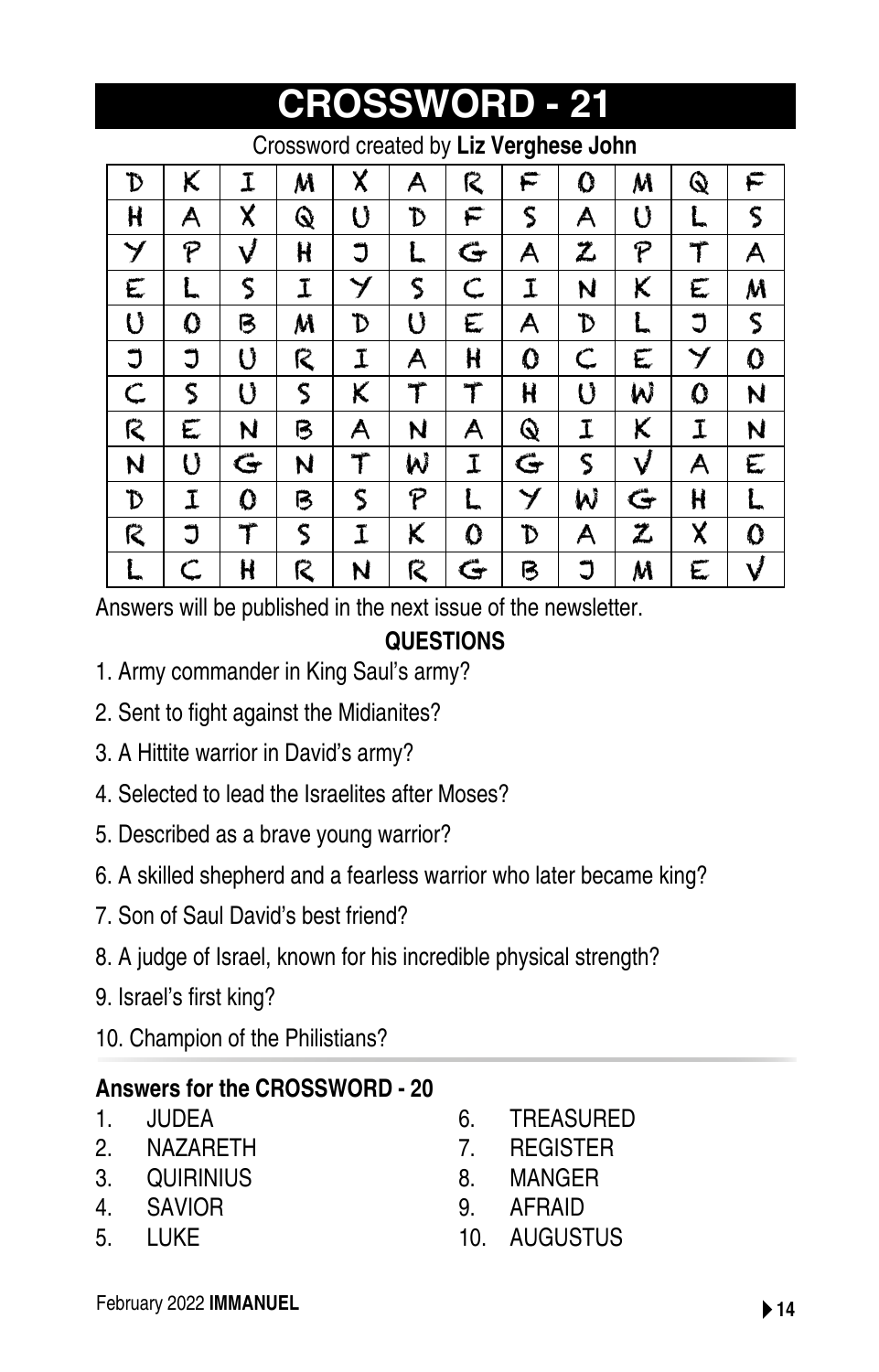# CROSSWORD - 21

Crossword created by **Liz Verghese John**

| | | | | | | | | | | | |
|---|---|---|---|---|---|---|---|---|---|---|---|
| D | K | I | M | X | A | R | F | O | M | Q | F |
| H | A | X | Q | U | D | F | S | A | U | L | S |
| Y | P | V | H | J | L | G | A | Z | P | T | A |
| E | L | S | I | Y | S | C | I | N | K | E | M |
| U | O | B | M | D | U | E | A | D | L | J | S |
| J | J | U | R | I | A | H | O | C | E | Y | O |
| C | S | U | S | K | T | T | H | U | W | O | N |
| R | E | N | B | A | N | A | Q | I | K | I | N |
| N | U | G | N | T | W | I | G | S | V | A | E |
| D | I | O | B | S | P | L | Y | W | G | H | L |
| R | J | T | S | I | K | O | D | A | Z | X | O |
| L | C | H | R | N | R | G | B | J | M | E | V |

Answers will be published in the next issue of the newsletter.

**QUESTIONS**

1. Army commander in King Saul's army?
2. Sent to fight against the Midianites?
3. A Hittite warrior in David's army?
4. Selected to lead the Israelites after Moses?
5. Described as a brave young warrior?
6. A skilled shepherd and a fearless warrior who later became king?
7. Son of Saul David's best friend?
8. A judge of Israel, known for his incredible physical strength?
9. Israel's first king?
10. Champion of the Philistians?

**Answers for the CROSSWORD - 20**

1. JUDEA
2. NAZARETH
3. QUIRINIUS
4. SAVIOR
5. LUKE
6. TREASURED
7. REGISTER
8. MANGER
9. AFRAID
10. AUGUSTUS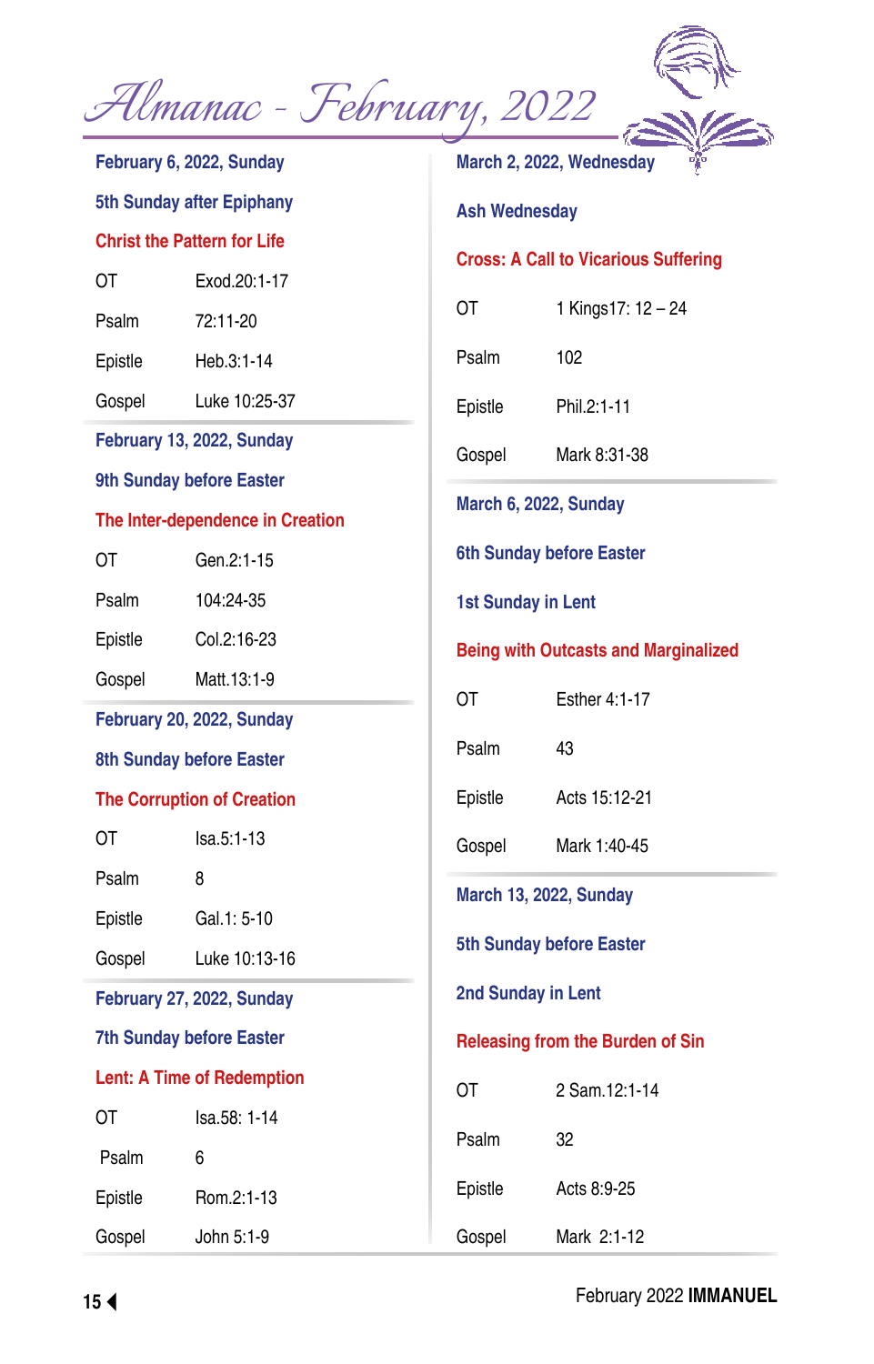# Almanac - February, 2022

**February 6, 2022, Sunday**

**5th Sunday after Epiphany**

**Christ the Pattern for Life**

| | |
|---|---|
| OT | Exod.20:1-17 |
| Psalm | 72:11-20 |
| Epistle | Heb.3:1-14 |
| Gospel | Luke 10:25-37 |

**February 13, 2022, Sunday**

**9th Sunday before Easter**

**The Inter-dependence in Creation**

| | |
|---|---|
| OT | Gen.2:1-15 |
| Psalm | 104:24-35 |
| Epistle | Col.2:16-23 |
| Gospel | Matt.13:1-9 |

**February 20, 2022, Sunday**

**8th Sunday before Easter**

**The Corruption of Creation**

| | |
|---|---|
| OT | Isa.5:1-13 |
| Psalm | 8 |
| Epistle | Gal.1: 5-10 |
| Gospel | Luke 10:13-16 |

**February 27, 2022, Sunday**

**7th Sunday before Easter**

**Lent: A Time of Redemption**

| | |
|---|---|
| OT | Isa.58: 1-14 |
| Psalm | 6 |
| Epistle | Rom.2:1-13 |
| Gospel | John 5:1-9 |

**March 2, 2022, Wednesday**

**Ash Wednesday**

**Cross: A Call to Vicarious Suffering**

| | |
|---|---|
| OT | 1 Kings17: 12 – 24 |
| Psalm | 102 |
| Epistle | Phil.2:1-11 |
| Gospel | Mark 8:31-38 |

**March 6, 2022, Sunday**

**6th Sunday before Easter**

**1st Sunday in Lent**

**Being with Outcasts and Marginalized**

| | |
|---|---|
| OT | Esther 4:1-17 |
| Psalm | 43 |
| Epistle | Acts 15:12-21 |
| Gospel | Mark 1:40-45 |

**March 13, 2022, Sunday**

**5th Sunday before Easter**

**2nd Sunday in Lent**

**Releasing from the Burden of Sin**

| | |
|---|---|
| OT | 2 Sam.12:1-14 |
| Psalm | 32 |
| Epistle | Acts 8:9-25 |
| Gospel | Mark 2:1-12 |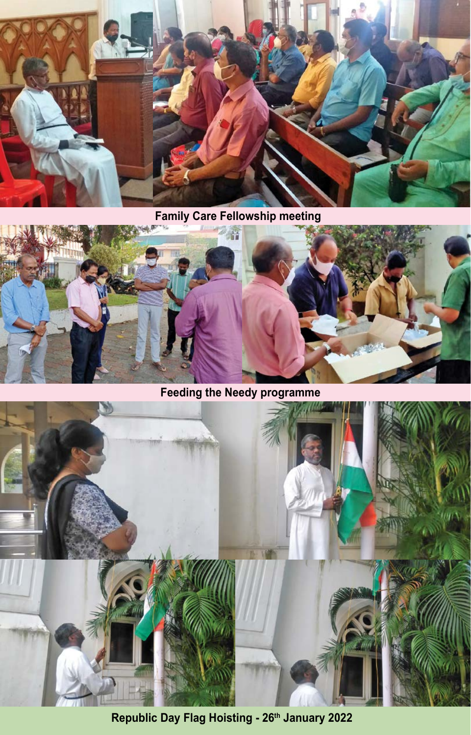Family Care Fellowship meeting

Feeding the Needy programme

Republic Day Flag Hoisting - 26th January 2022